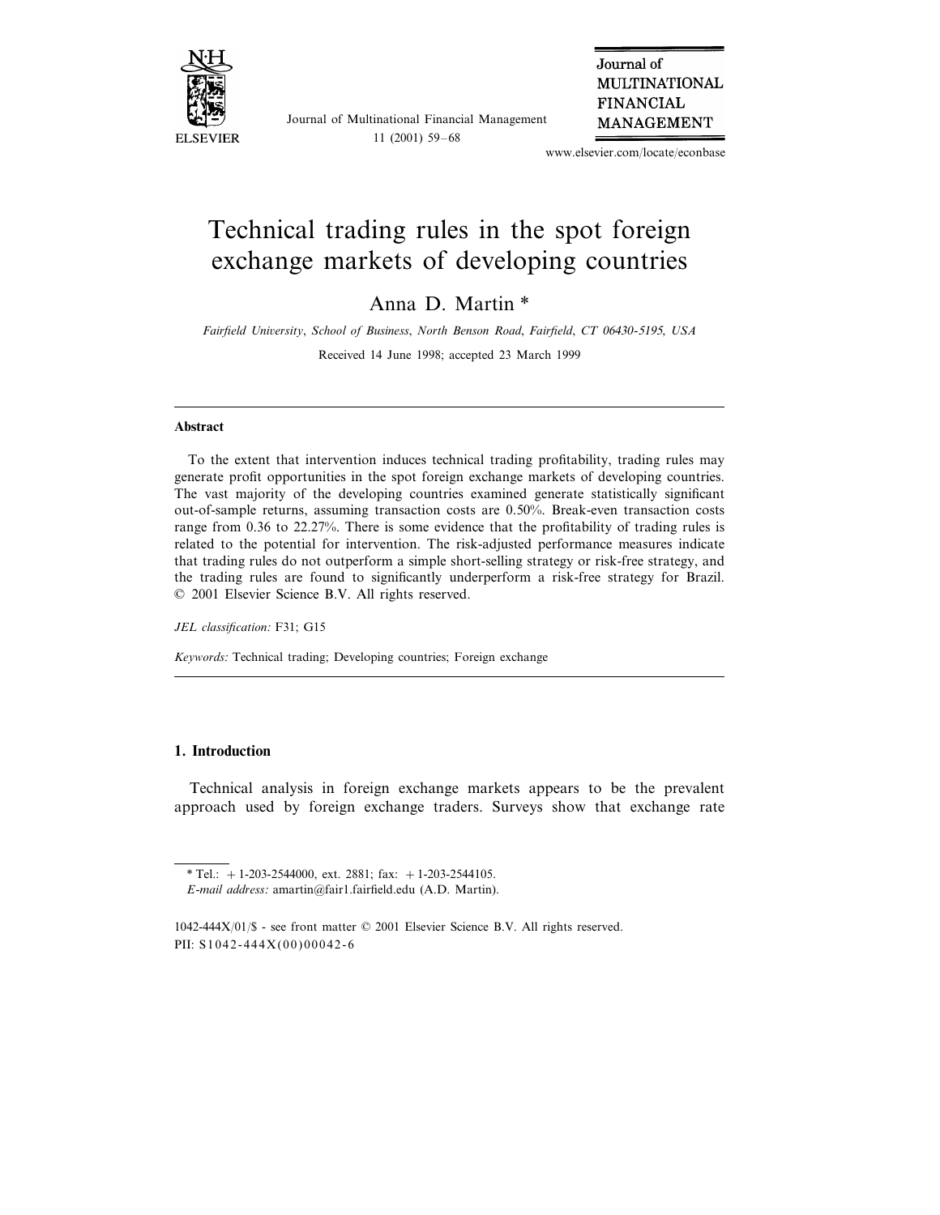# Technical trading rules in the spot foreign exchange markets of developing countries

Anna D. Martin *

*Fairfield University, School of Business, North Benson Road, Fairfield, CT 06430-5195, USA*

Received 14 June 1998; accepted 23 March 1999

---

**Abstract**

To the extent that intervention induces technical trading profitability, trading rules may generate profit opportunities in the spot foreign exchange markets of developing countries. The vast majority of the developing countries examined generate statistically significant out-of-sample returns, assuming transaction costs are 0.50%. Break-even transaction costs range from 0.36 to 22.27%. There is some evidence that the profitability of trading rules is related to the potential for intervention. The risk-adjusted performance measures indicate that trading rules do not outperform a simple short-selling strategy or risk-free strategy, and the trading rules are found to significantly underperform a risk-free strategy for Brazil. © 2001 Elsevier Science B.V. All rights reserved.

*JEL classification:* F31; G15

*Keywords:* Technical trading; Developing countries; Foreign exchange

---

## 1. Introduction

Technical analysis in foreign exchange markets appears to be the prevalent approach used by foreign exchange traders. Surveys show that exchange rate

---

* Tel.: + 1-203-2544000, ext. 2881; fax: + 1-203-2544105.

*E-mail address:* amartin@fair1.fairfield.edu (A.D. Martin).

1042-444X/01/$ - see front matter © 2001 Elsevier Science B.V. All rights reserved.
PII: S1042-444X(00)00042-6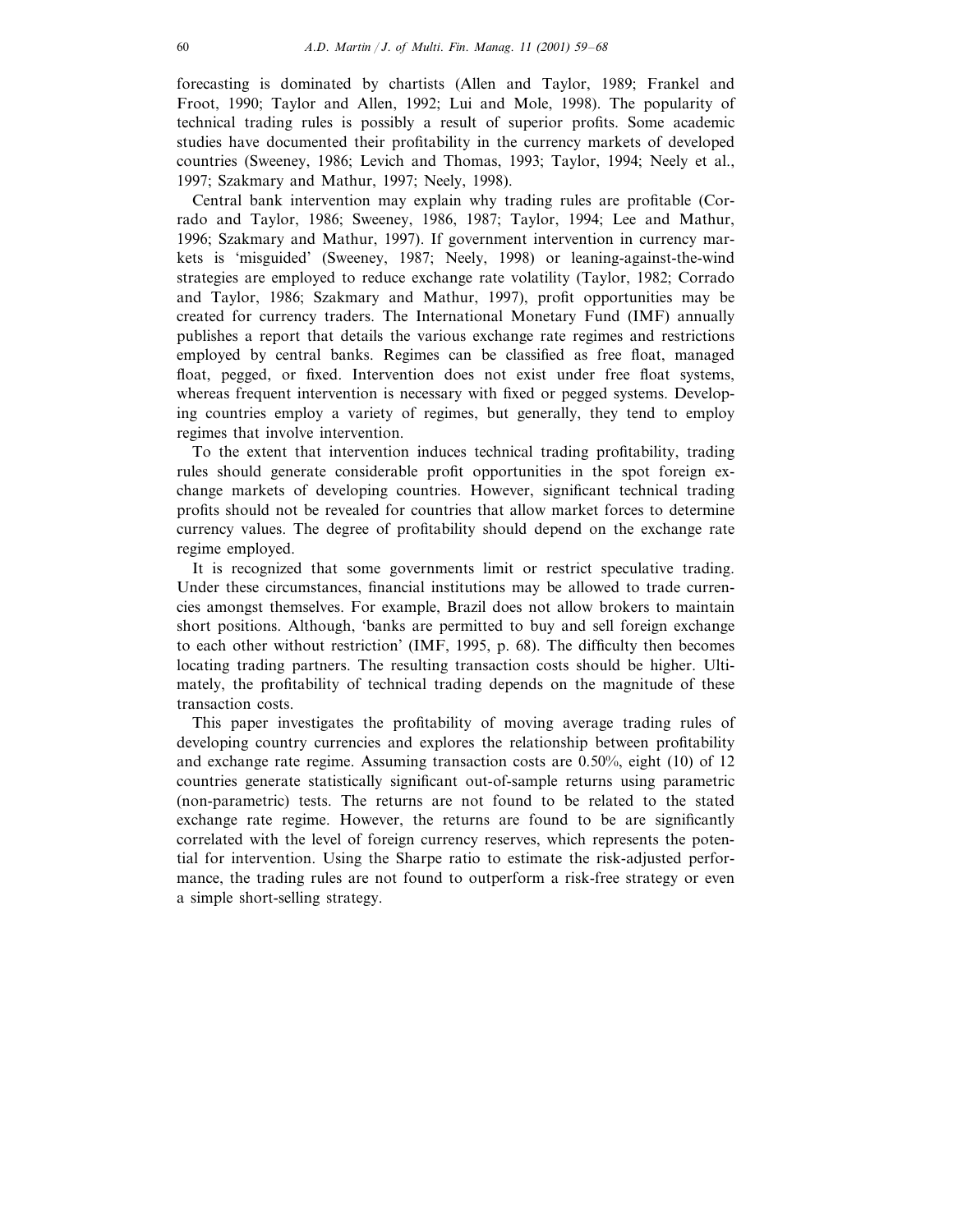forecasting is dominated by chartists (Allen and Taylor, 1989; Frankel and Froot, 1990; Taylor and Allen, 1992; Lui and Mole, 1998). The popularity of technical trading rules is possibly a result of superior profits. Some academic studies have documented their profitability in the currency markets of developed countries (Sweeney, 1986; Levich and Thomas, 1993; Taylor, 1994; Neely et al., 1997; Szakmary and Mathur, 1997; Neely, 1998).

Central bank intervention may explain why trading rules are profitable (Corrado and Taylor, 1986; Sweeney, 1986, 1987; Taylor, 1994; Lee and Mathur, 1996; Szakmary and Mathur, 1997). If government intervention in currency markets is 'misguided' (Sweeney, 1987; Neely, 1998) or leaning-against-the-wind strategies are employed to reduce exchange rate volatility (Taylor, 1982; Corrado and Taylor, 1986; Szakmary and Mathur, 1997), profit opportunities may be created for currency traders. The International Monetary Fund (IMF) annually publishes a report that details the various exchange rate regimes and restrictions employed by central banks. Regimes can be classified as free float, managed float, pegged, or fixed. Intervention does not exist under free float systems, whereas frequent intervention is necessary with fixed or pegged systems. Developing countries employ a variety of regimes, but generally, they tend to employ regimes that involve intervention.

To the extent that intervention induces technical trading profitability, trading rules should generate considerable profit opportunities in the spot foreign exchange markets of developing countries. However, significant technical trading profits should not be revealed for countries that allow market forces to determine currency values. The degree of profitability should depend on the exchange rate regime employed.

It is recognized that some governments limit or restrict speculative trading. Under these circumstances, financial institutions may be allowed to trade currencies amongst themselves. For example, Brazil does not allow brokers to maintain short positions. Although, 'banks are permitted to buy and sell foreign exchange to each other without restriction' (IMF, 1995, p. 68). The difficulty then becomes locating trading partners. The resulting transaction costs should be higher. Ultimately, the profitability of technical trading depends on the magnitude of these transaction costs.

This paper investigates the profitability of moving average trading rules of developing country currencies and explores the relationship between profitability and exchange rate regime. Assuming transaction costs are 0.50%, eight (10) of 12 countries generate statistically significant out-of-sample returns using parametric (non-parametric) tests. The returns are not found to be related to the stated exchange rate regime. However, the returns are found to be are significantly correlated with the level of foreign currency reserves, which represents the potential for intervention. Using the Sharpe ratio to estimate the risk-adjusted performance, the trading rules are not found to outperform a risk-free strategy or even a simple short-selling strategy.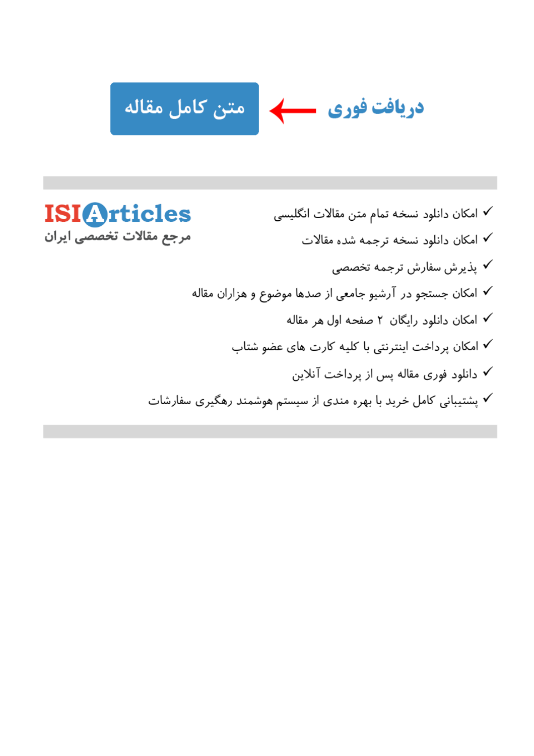دریافت فوری ← متن کامل مقاله

**ISIArticles**
مرجع مقالات تخصصی ایران

- ✓ امکان دانلود نسخه تمام متن مقالات انگلیسی
- ✓ امکان دانلود نسخه ترجمه شده مقالات
- ✓ پذیرش سفارش ترجمه تخصصی
- ✓ امکان جستجو در آرشیو جامعی از صدها موضوع و هزاران مقاله
- ✓ امکان دانلود رایگان ۲ صفحه اول هر مقاله
- ✓ امکان پرداخت اینترنتی با کلیه کارت های عضو شتاب
- ✓ دانلود فوری مقاله پس از پرداخت آنلاین
- ✓ پشتیبانی کامل خرید با بهره مندی از سیستم هوشمند رهگیری سفارشات